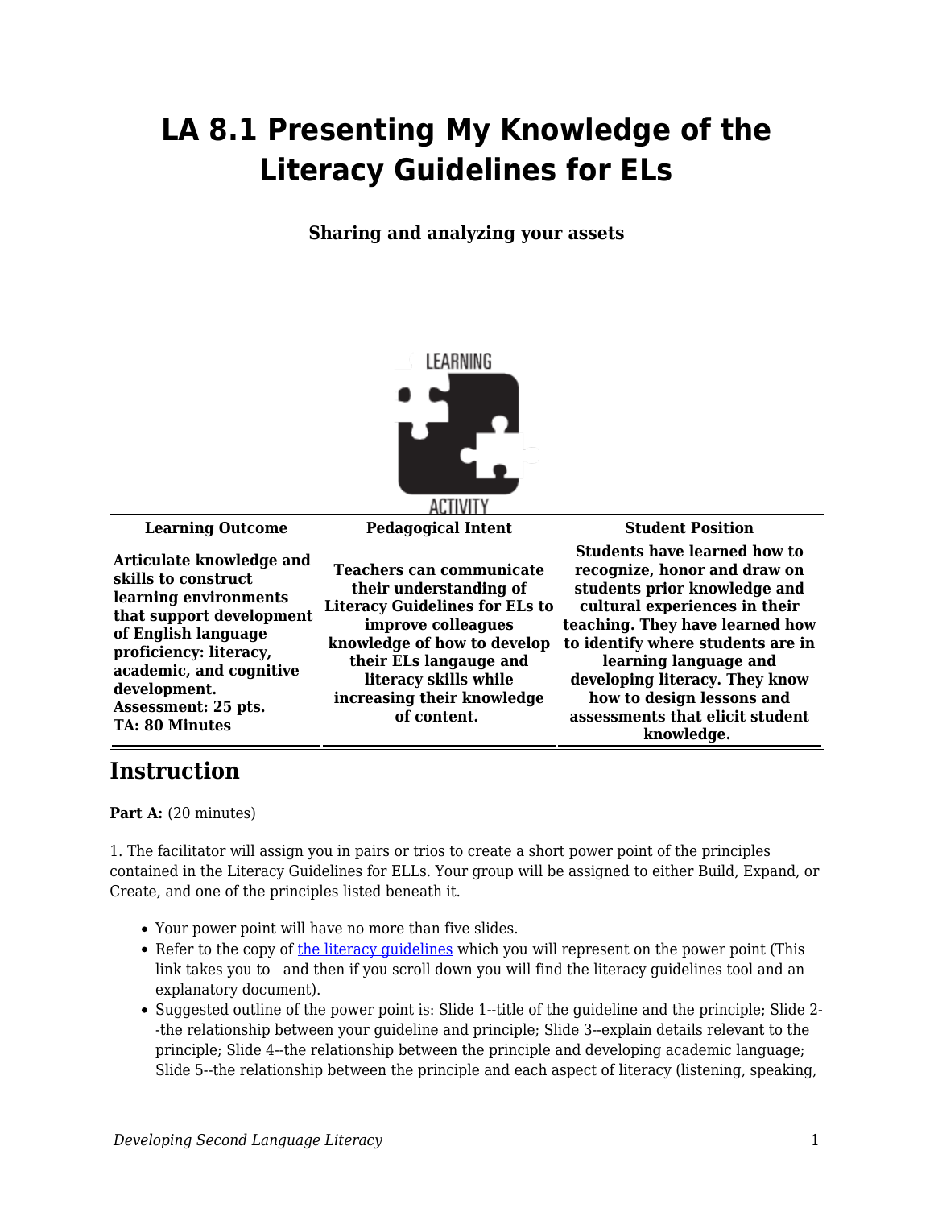# LA 8.1 Presenting My Knowledge of the Literacy Guidelines for ELs

**Sharing and analyzing your assets**

| Learning Outcome | Pedagogical Intent | Student Position |
|---|---|---|
| **Articulate knowledge and skills to construct learning environments that support development of English language proficiency: literacy, academic, and cognitive development.**<br>**Assessment: 25 pts.**<br>**TA: 80 Minutes** | **Teachers can communicate their understanding of Literacy Guidelines for ELs to improve colleagues knowledge of how to develop their ELs langauge and literacy skills while increasing their knowledge of content.** | **Students have learned how to recognize, honor and draw on students prior knowledge and cultural experiences in their teaching. They have learned how to identify where students are in learning language and developing literacy. They know how to design lessons and assessments that elicit student knowledge.** |

## Instruction

**Part A:** (20 minutes)

1. The facilitator will assign you in pairs or trios to create a short power point of the principles contained in the Literacy Guidelines for ELLs. Your group will be assigned to either Build, Expand, or Create, and one of the principles listed beneath it.

- Your power point will have no more than five slides.
- Refer to the copy of the literacy guidelines which you will represent on the power point (This link takes you to and then if you scroll down you will find the literacy guidelines tool and an explanatory document).
- Suggested outline of the power point is: Slide 1--title of the guideline and the principle; Slide 2--the relationship between your guideline and principle; Slide 3--explain details relevant to the principle; Slide 4--the relationship between the principle and developing academic language; Slide 5--the relationship between the principle and each aspect of literacy (listening, speaking,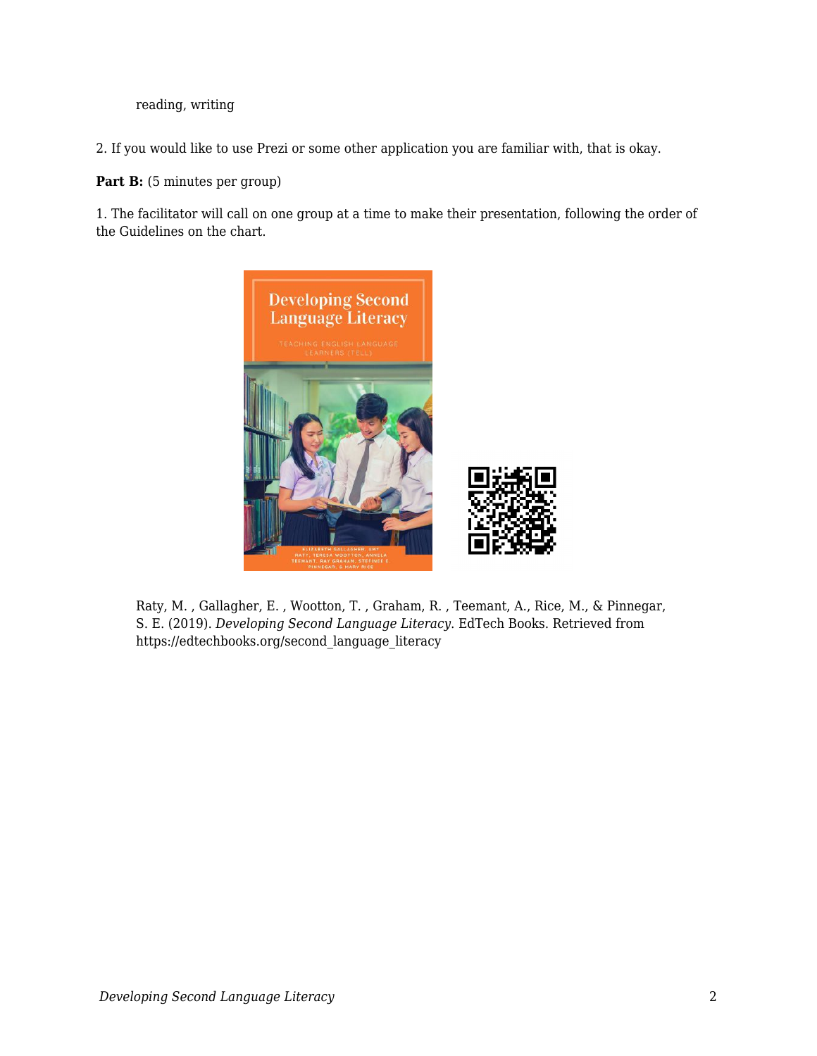reading, writing

2. If you would like to use Prezi or some other application you are familiar with, that is okay.

**Part B:** (5 minutes per group)

1. The facilitator will call on one group at a time to make their presentation, following the order of the Guidelines on the chart.

Raty, M. , Gallagher, E. , Wootton, T. , Graham, R. , Teemant, A., Rice, M., & Pinnegar, S. E. (2019). *Developing Second Language Literacy*. EdTech Books. Retrieved from https://edtechbooks.org/second_language_literacy